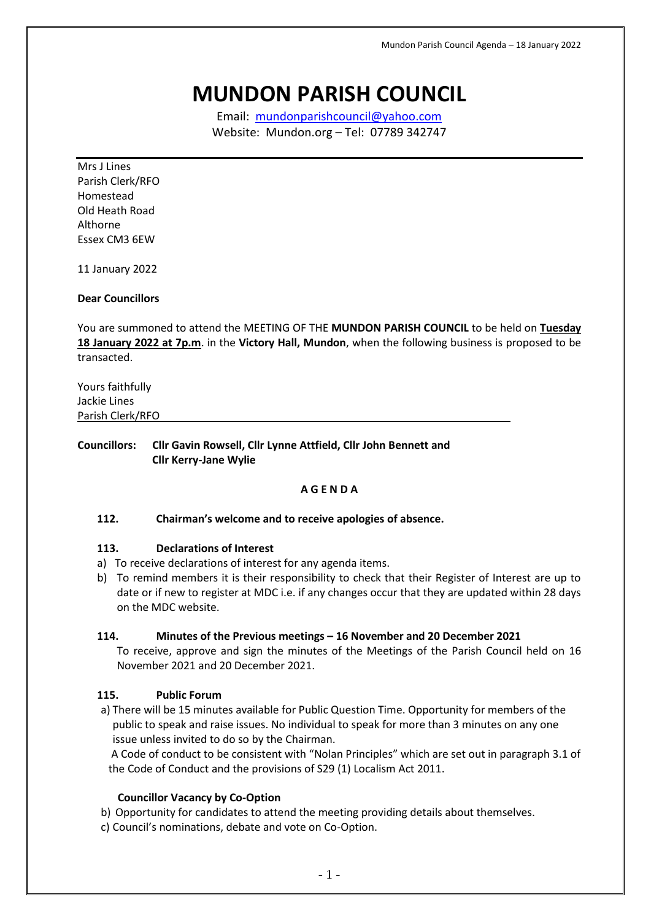# MUNDON PARISH COUNCIL

Email: mundonparishcouncil@yahoo.com
Website: Mundon.org – Tel: 07789 342747

Mrs J Lines
Parish Clerk/RFO
Homestead
Old Heath Road
Althorne
Essex CM3 6EW

11 January 2022

**Dear Councillors**

You are summoned to attend the MEETING OF THE **MUNDON PARISH COUNCIL** to be held on **Tuesday 18 January 2022 at 7p.m**. in the **Victory Hall, Mundon**, when the following business is proposed to be transacted.

Yours faithfully
Jackie Lines
Parish Clerk/RFO

**Councillors: Cllr Gavin Rowsell, Cllr Lynne Attfield, Cllr John Bennett and Cllr Kerry-Jane Wylie**

## A G E N D A

**112. Chairman's welcome and to receive apologies of absence.**

**113. Declarations of Interest**

a) To receive declarations of interest for any agenda items.
b) To remind members it is their responsibility to check that their Register of Interest are up to date or if new to register at MDC i.e. if any changes occur that they are updated within 28 days on the MDC website.

**114. Minutes of the Previous meetings – 16 November and 20 December 2021**

To receive, approve and sign the minutes of the Meetings of the Parish Council held on 16 November 2021 and 20 December 2021.

**115. Public Forum**

a) There will be 15 minutes available for Public Question Time. Opportunity for members of the public to speak and raise issues. No individual to speak for more than 3 minutes on any one issue unless invited to do so by the Chairman.

A Code of conduct to be consistent with "Nolan Principles" which are set out in paragraph 3.1 of the Code of Conduct and the provisions of S29 (1) Localism Act 2011.

**Councillor Vacancy by Co-Option**

b) Opportunity for candidates to attend the meeting providing details about themselves.
c) Council's nominations, debate and vote on Co-Option.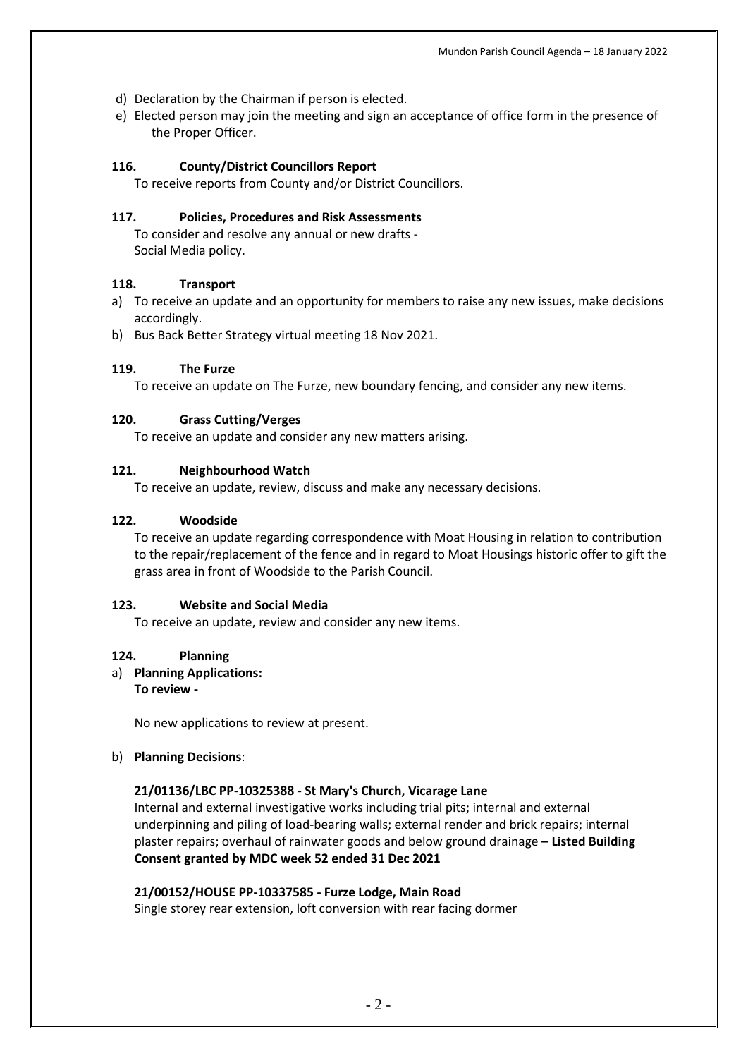d) Declaration by the Chairman if person is elected.
e) Elected person may join the meeting and sign an acceptance of office form in the presence of the Proper Officer.

**116. County/District Councillors Report**

To receive reports from County and/or District Councillors.

**117. Policies, Procedures and Risk Assessments**

To consider and resolve any annual or new drafts -
Social Media policy.

**118. Transport**

a) To receive an update and an opportunity for members to raise any new issues, make decisions accordingly.
b) Bus Back Better Strategy virtual meeting 18 Nov 2021.

**119. The Furze**

To receive an update on The Furze, new boundary fencing, and consider any new items.

**120. Grass Cutting/Verges**

To receive an update and consider any new matters arising.

**121. Neighbourhood Watch**

To receive an update, review, discuss and make any necessary decisions.

**122. Woodside**

To receive an update regarding correspondence with Moat Housing in relation to contribution to the repair/replacement of the fence and in regard to Moat Housings historic offer to gift the grass area in front of Woodside to the Parish Council.

**123. Website and Social Media**

To receive an update, review and consider any new items.

**124. Planning**

a) **Planning Applications:**
**To review -**

No new applications to review at present.

b) **Planning Decisions**:

**21/01136/LBC PP-10325388 - St Mary's Church, Vicarage Lane**
Internal and external investigative works including trial pits; internal and external underpinning and piling of load-bearing walls; external render and brick repairs; internal plaster repairs; overhaul of rainwater goods and below ground drainage **– Listed Building Consent granted by MDC week 52 ended 31 Dec 2021**

**21/00152/HOUSE PP-10337585 - Furze Lodge, Main Road**
Single storey rear extension, loft conversion with rear facing dormer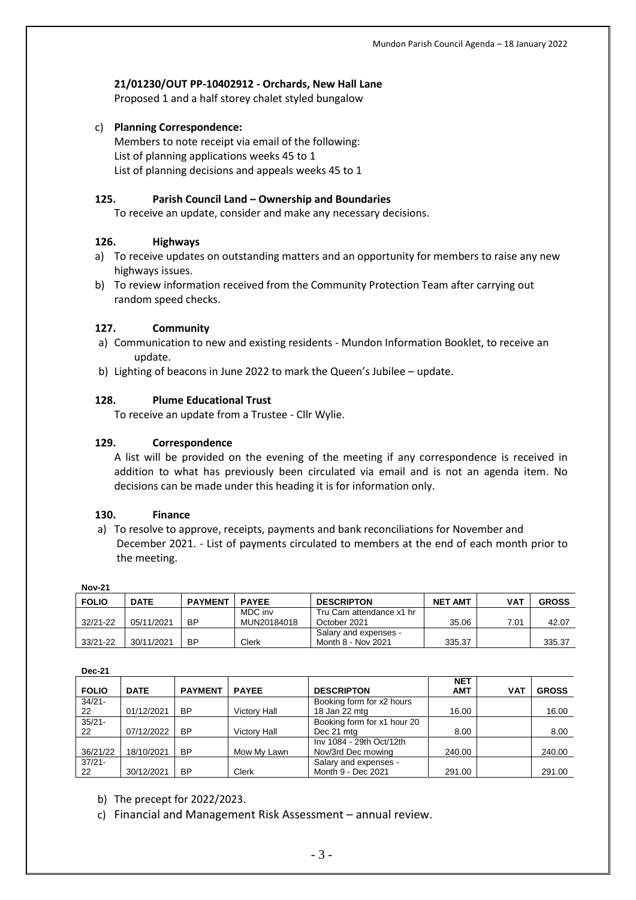**21/01230/OUT PP-10402912 - Orchards, New Hall Lane**
Proposed 1 and a half storey chalet styled bungalow

c) **Planning Correspondence:**
Members to note receipt via email of the following:
List of planning applications weeks 45 to 1
List of planning decisions and appeals weeks 45 to 1

### 125. Parish Council Land – Ownership and Boundaries

To receive an update, consider and make any necessary decisions.

### 126. Highways

a) To receive updates on outstanding matters and an opportunity for members to raise any new highways issues.
b) To review information received from the Community Protection Team after carrying out random speed checks.

### 127. Community

a) Communication to new and existing residents - Mundon Information Booklet, to receive an update.
b) Lighting of beacons in June 2022 to mark the Queen's Jubilee – update.

### 128. Plume Educational Trust

To receive an update from a Trustee - Cllr Wylie.

### 129. Correspondence

A list will be provided on the evening of the meeting if any correspondence is received in addition to what has previously been circulated via email and is not an agenda item. No decisions can be made under this heading it is for information only.

### 130. Finance

a) To resolve to approve, receipts, payments and bank reconciliations for November and December 2021. - List of payments circulated to members at the end of each month prior to the meeting.

**Nov-21**

| FOLIO | DATE | PAYMENT | PAYEE | DESCRIPTON | NET AMT | VAT | GROSS |
|---|---|---|---|---|---|---|---|
| 32/21-22 | 05/11/2021 | BP | MDC inv MUN20184018 | Tru Cam attendance x1 hr October 2021 | 35.06 | 7.01 | 42.07 |
| 33/21-22 | 30/11/2021 | BP | Clerk | Salary and expenses - Month 8 - Nov 2021 | 335.37 | | 335.37 |

**Dec-21**

| FOLIO | DATE | PAYMENT | PAYEE | DESCRIPTON | NET AMT | VAT | GROSS |
|---|---|---|---|---|---|---|---|
| 34/21-22 | 01/12/2021 | BP | Victory Hall | Booking form for x2 hours 18 Jan 22 mtg | 16.00 | | 16.00 |
| 35/21-22 | 07/12/2022 | BP | Victory Hall | Booking form for x1 hour 20 Dec 21 mtg | 8.00 | | 8.00 |
| 36/21/22 | 18/10/2021 | BP | Mow My Lawn | Inv 1084 - 29th Oct/12th Nov/3rd Dec mowing | 240.00 | | 240.00 |
| 37/21-22 | 30/12/2021 | BP | Clerk | Salary and expenses - Month 9 - Dec 2021 | 291.00 | | 291.00 |

b) The precept for 2022/2023.
c) Financial and Management Risk Assessment – annual review.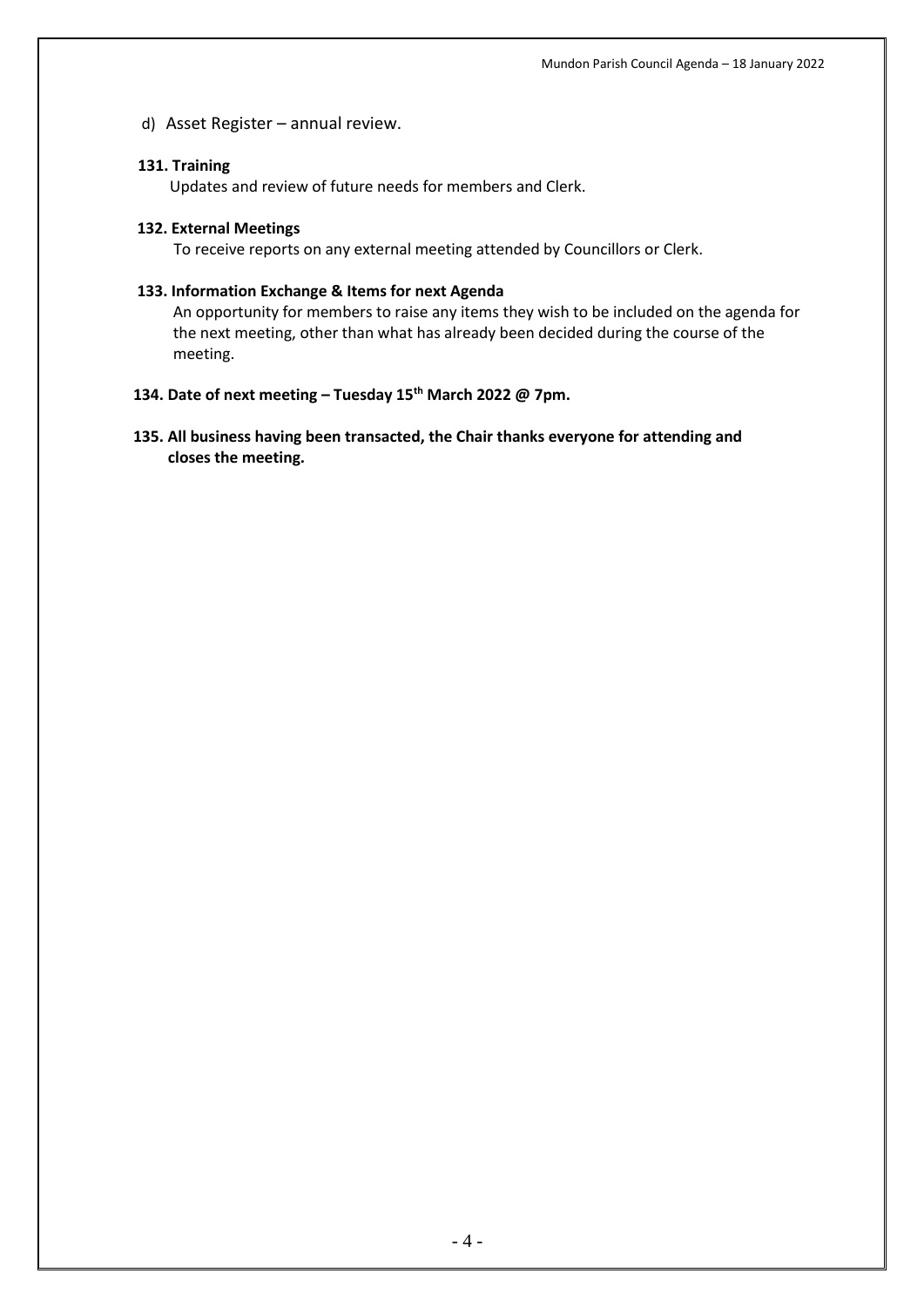d) Asset Register – annual review.

**131. Training**

Updates and review of future needs for members and Clerk.

**132. External Meetings**

To receive reports on any external meeting attended by Councillors or Clerk.

**133. Information Exchange & Items for next Agenda**

An opportunity for members to raise any items they wish to be included on the agenda for the next meeting, other than what has already been decided during the course of the meeting.

**134. Date of next meeting – Tuesday 15th March 2022 @ 7pm.**

**135. All business having been transacted, the Chair thanks everyone for attending and closes the meeting.**